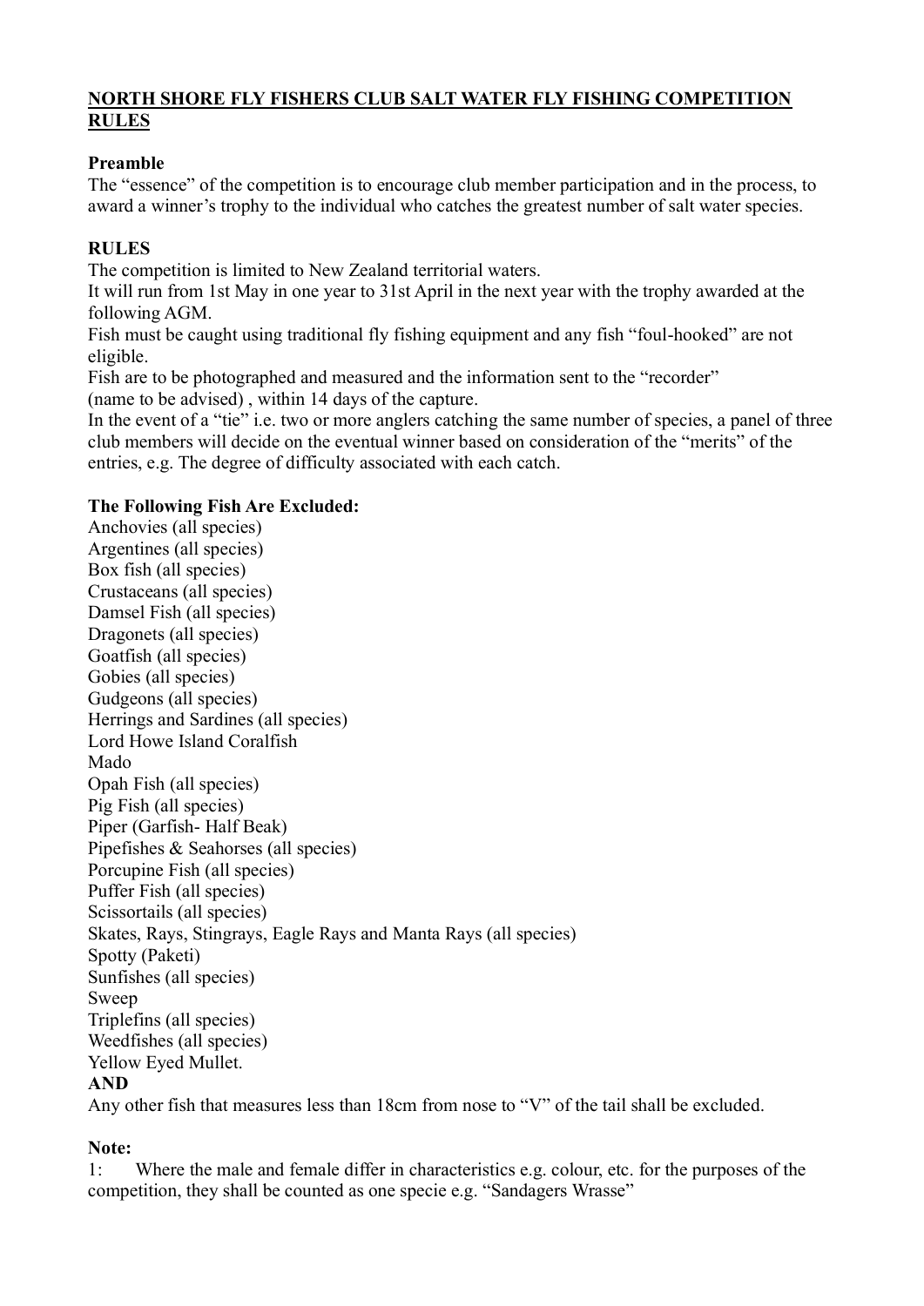# NORTH SHORE FLY FISHERS CLUB SALT WATER FLY FISHING COMPETITION RULES

**Preamble**

The "essence" of the competition is to encourage club member participation and in the process, to award a winner's trophy to the individual who catches the greatest number of salt water species.

**RULES**

The competition is limited to New Zealand territorial waters.

It will run from 1st May in one year to 31st April in the next year with the trophy awarded at the following AGM.

Fish must be caught using traditional fly fishing equipment and any fish "foul-hooked" are not eligible.

Fish are to be photographed and measured and the information sent to the "recorder" (name to be advised) , within 14 days of the capture.

In the event of a "tie" i.e. two or more anglers catching the same number of species, a panel of three club members will decide on the eventual winner based on consideration of the "merits" of the entries, e.g. The degree of difficulty associated with each catch.

**The Following Fish Are Excluded:**

Anchovies (all species)
Argentines (all species)
Box fish (all species)
Crustaceans (all species)
Damsel Fish (all species)
Dragonets (all species)
Goatfish (all species)
Gobies (all species)
Gudgeons (all species)
Herrings and Sardines (all species)
Lord Howe Island Coralfish
Mado
Opah Fish (all species)
Pig Fish (all species)
Piper (Garfish- Half Beak)
Pipefishes & Seahorses (all species)
Porcupine Fish (all species)
Puffer Fish (all species)
Scissortails (all species)
Skates, Rays, Stingrays, Eagle Rays and Manta Rays (all species)
Spotty (Paketi)
Sunfishes (all species)
Sweep
Triplefins (all species)
Weedfishes (all species)
Yellow Eyed Mullet.

**AND**

Any other fish that measures less than 18cm from nose to "V" of the tail shall be excluded.

**Note:**

1: Where the male and female differ in characteristics e.g. colour, etc. for the purposes of the competition, they shall be counted as one specie e.g. "Sandagers Wrasse"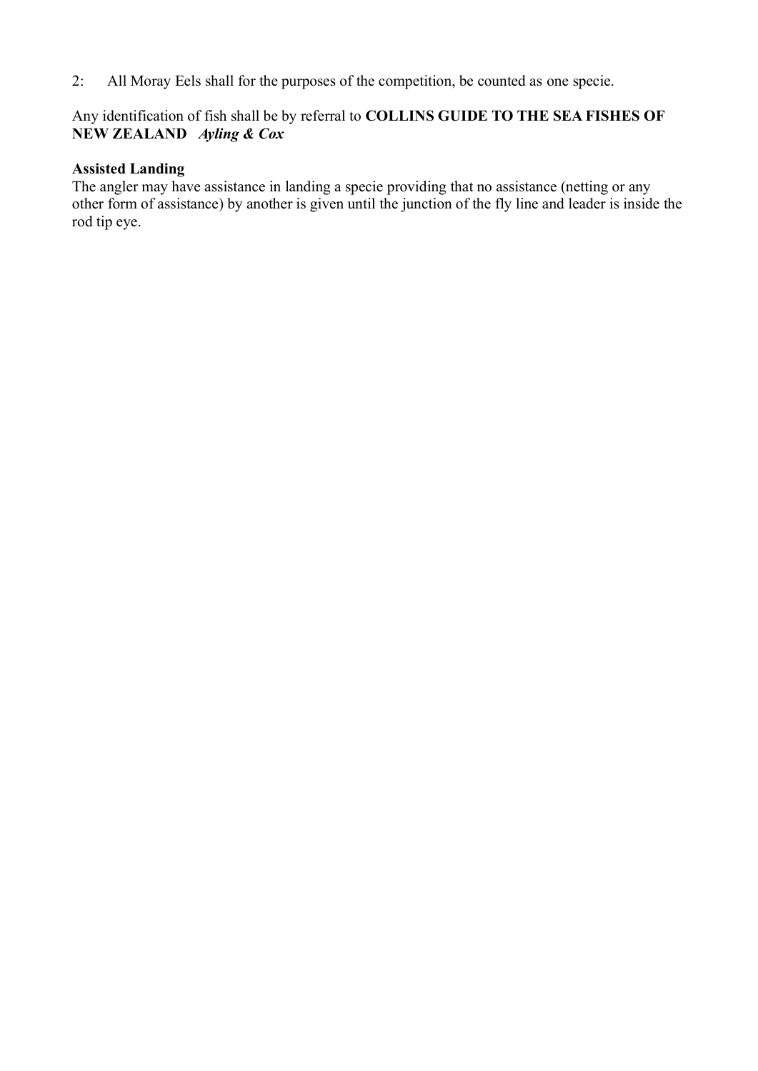2: All Moray Eels shall for the purposes of the competition, be counted as one specie.

Any identification of fish shall be by referral to **COLLINS GUIDE TO THE SEA FISHES OF NEW ZEALAND** ***Ayling & Cox***

**Assisted Landing**

The angler may have assistance in landing a specie providing that no assistance (netting or any other form of assistance) by another is given until the junction of the fly line and leader is inside the rod tip eye.